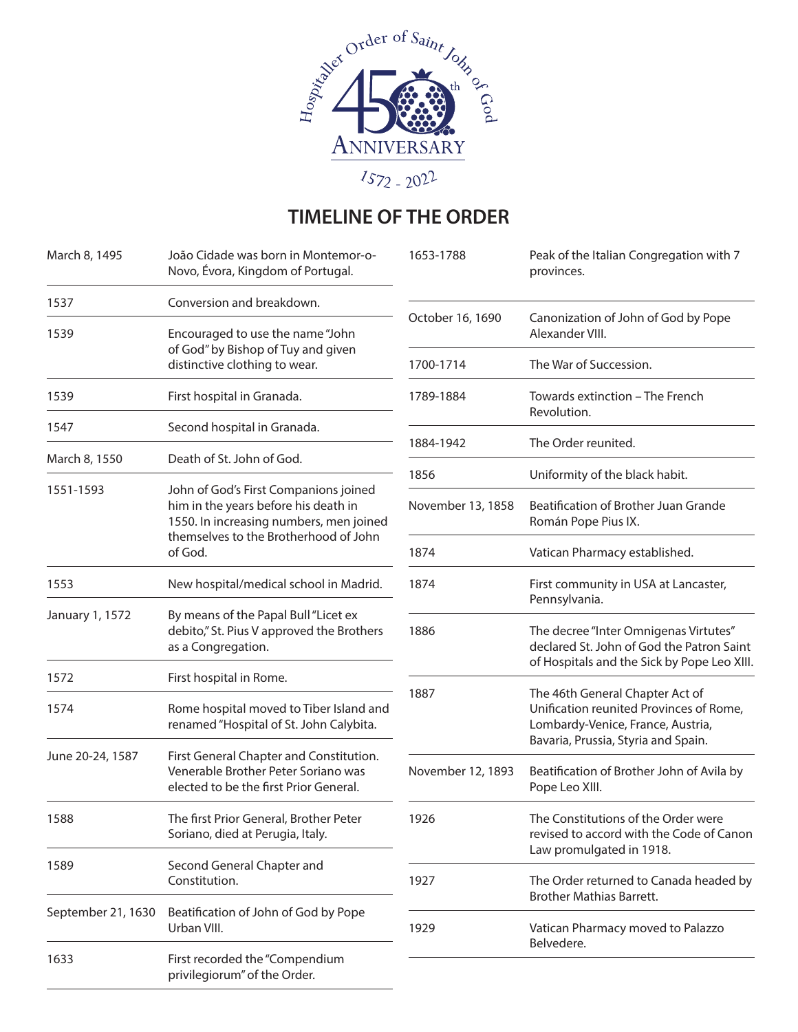Hospitaller Order of Saint John of God

450th ANNIVERSARY

1572 - 2022

# TIMELINE OF THE ORDER

| | |
|---|---|
| March 8, 1495 | João Cidade was born in Montemor-o-Novo, Évora, Kingdom of Portugal. |
| 1537 | Conversion and breakdown. |
| 1539 | Encouraged to use the name "John of God" by Bishop of Tuy and given distinctive clothing to wear. |
| 1539 | First hospital in Granada. |
| 1547 | Second hospital in Granada. |
| March 8, 1550 | Death of St. John of God. |
| 1551-1593 | John of God's First Companions joined him in the years before his death in 1550. In increasing numbers, men joined themselves to the Brotherhood of John of God. |
| 1553 | New hospital/medical school in Madrid. |
| January 1, 1572 | By means of the Papal Bull "Licet ex debito," St. Pius V approved the Brothers as a Congregation. |
| 1572 | First hospital in Rome. |
| 1574 | Rome hospital moved to Tiber Island and renamed "Hospital of St. John Calybita. |
| June 20-24, 1587 | First General Chapter and Constitution. Venerable Brother Peter Soriano was elected to be the first Prior General. |
| 1588 | The first Prior General, Brother Peter Soriano, died at Perugia, Italy. |
| 1589 | Second General Chapter and Constitution. |
| September 21, 1630 | Beatification of John of God by Pope Urban VIII. |
| 1633 | First recorded the "Compendium privilegiorum" of the Order. |
| 1653-1788 | Peak of the Italian Congregation with 7 provinces. |
| October 16, 1690 | Canonization of John of God by Pope Alexander VIII. |
| 1700-1714 | The War of Succession. |
| 1789-1884 | Towards extinction – The French Revolution. |
| 1884-1942 | The Order reunited. |
| 1856 | Uniformity of the black habit. |
| November 13, 1858 | Beatification of Brother Juan Grande Román Pope Pius IX. |
| 1874 | Vatican Pharmacy established. |
| 1874 | First community in USA at Lancaster, Pennsylvania. |
| 1886 | The decree "Inter Omnigenas Virtutes" declared St. John of God the Patron Saint of Hospitals and the Sick by Pope Leo XIII. |
| 1887 | The 46th General Chapter Act of Unification reunited Provinces of Rome, Lombardy-Venice, France, Austria, Bavaria, Prussia, Styria and Spain. |
| November 12, 1893 | Beatification of Brother John of Avila by Pope Leo XIII. |
| 1926 | The Constitutions of the Order were revised to accord with the Code of Canon Law promulgated in 1918. |
| 1927 | The Order returned to Canada headed by Brother Mathias Barrett. |
| 1929 | Vatican Pharmacy moved to Palazzo Belvedere. |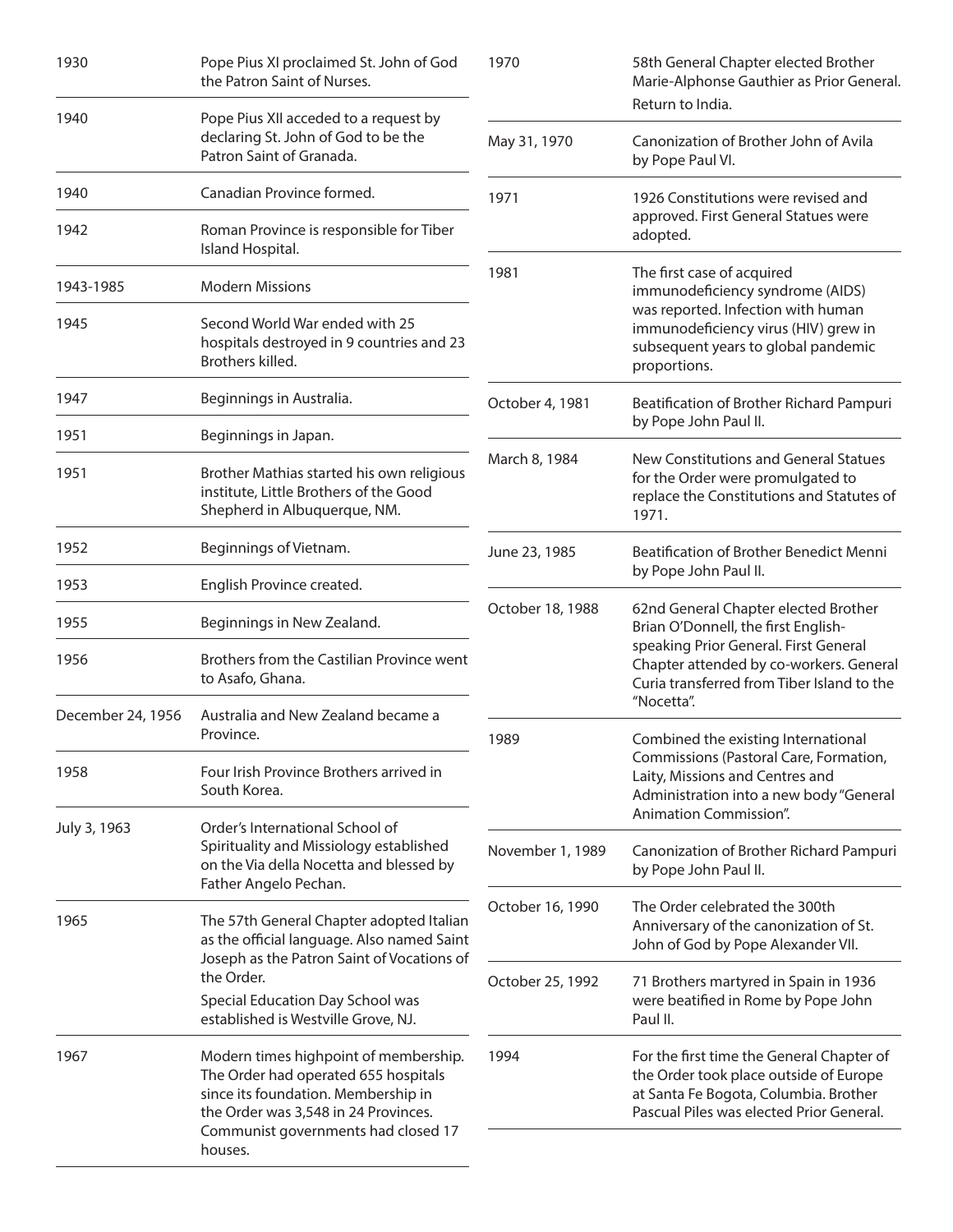| | |
|---|---|
| 1930 | Pope Pius XI proclaimed St. John of God the Patron Saint of Nurses. |
| 1940 | Pope Pius XII acceded to a request by declaring St. John of God to be the Patron Saint of Granada. |
| 1940 | Canadian Province formed. |
| 1942 | Roman Province is responsible for Tiber Island Hospital. |
| 1943-1985 | Modern Missions |
| 1945 | Second World War ended with 25 hospitals destroyed in 9 countries and 23 Brothers killed. |
| 1947 | Beginnings in Australia. |
| 1951 | Beginnings in Japan. |
| 1951 | Brother Mathias started his own religious institute, Little Brothers of the Good Shepherd in Albuquerque, NM. |
| 1952 | Beginnings of Vietnam. |
| 1953 | English Province created. |
| 1955 | Beginnings in New Zealand. |
| 1956 | Brothers from the Castilian Province went to Asafo, Ghana. |
| December 24, 1956 | Australia and New Zealand became a Province. |
| 1958 | Four Irish Province Brothers arrived in South Korea. |
| July 3, 1963 | Order's International School of Spirituality and Missiology established on the Via della Nocetta and blessed by Father Angelo Pechan. |
| 1965 | The 57th General Chapter adopted Italian as the official language. Also named Saint Joseph as the Patron Saint of Vocations of the Order.<br>Special Education Day School was established is Westville Grove, NJ. |
| 1967 | Modern times highpoint of membership. The Order had operated 655 hospitals since its foundation. Membership in the Order was 3,548 in 24 Provinces. Communist governments had closed 17 houses. |
| 1970 | 58th General Chapter elected Brother Marie-Alphonse Gauthier as Prior General.<br>Return to India. |
| May 31, 1970 | Canonization of Brother John of Avila by Pope Paul VI. |
| 1971 | 1926 Constitutions were revised and approved. First General Statues were adopted. |
| 1981 | The first case of acquired immunodeficiency syndrome (AIDS) was reported. Infection with human immunodeficiency virus (HIV) grew in subsequent years to global pandemic proportions. |
| October 4, 1981 | Beatification of Brother Richard Pampuri by Pope John Paul II. |
| March 8, 1984 | New Constitutions and General Statues for the Order were promulgated to replace the Constitutions and Statutes of 1971. |
| June 23, 1985 | Beatification of Brother Benedict Menni by Pope John Paul II. |
| October 18, 1988 | 62nd General Chapter elected Brother Brian O'Donnell, the first English-speaking Prior General. First General Chapter attended by co-workers. General Curia transferred from Tiber Island to the "Nocetta". |
| 1989 | Combined the existing International Commissions (Pastoral Care, Formation, Laity, Missions and Centres and Administration into a new body "General Animation Commission". |
| November 1, 1989 | Canonization of Brother Richard Pampuri by Pope John Paul II. |
| October 16, 1990 | The Order celebrated the 300th Anniversary of the canonization of St. John of God by Pope Alexander VII. |
| October 25, 1992 | 71 Brothers martyred in Spain in 1936 were beatified in Rome by Pope John Paul II. |
| 1994 | For the first time the General Chapter of the Order took place outside of Europe at Santa Fe Bogota, Columbia. Brother Pascual Piles was elected Prior General. |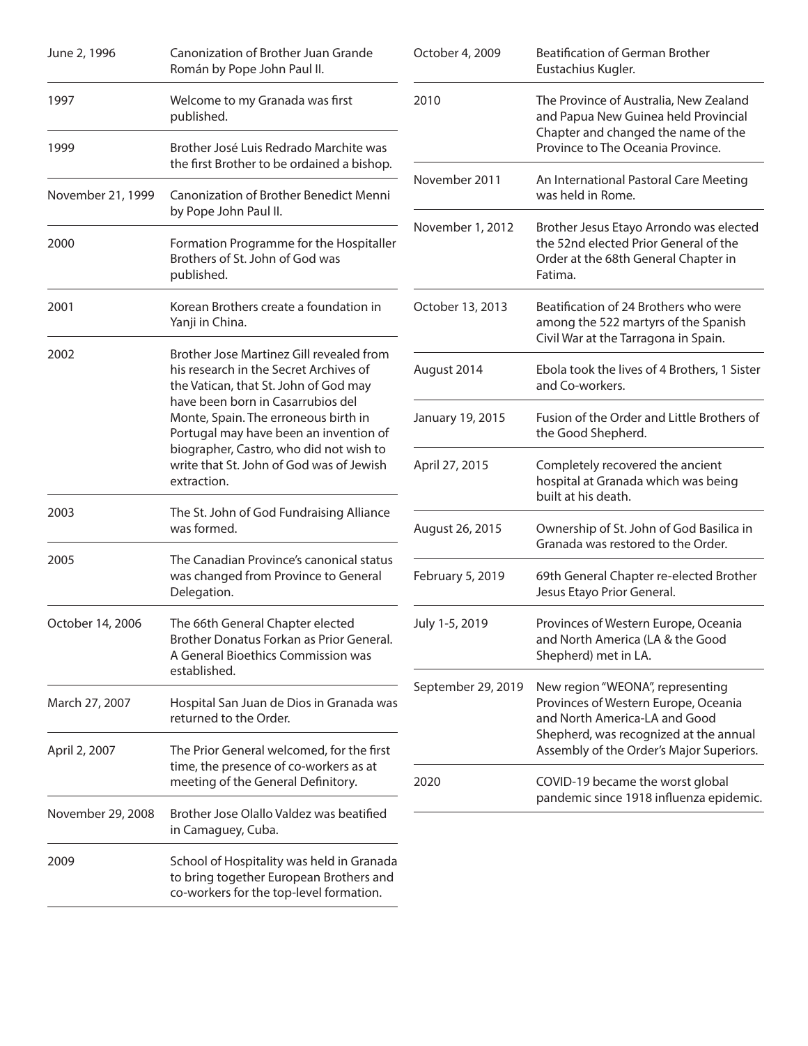| | |
|---|---|
| June 2, 1996 | Canonization of Brother Juan Grande Román by Pope John Paul II. |
| 1997 | Welcome to my Granada was first published. |
| 1999 | Brother José Luis Redrado Marchite was the first Brother to be ordained a bishop. |
| November 21, 1999 | Canonization of Brother Benedict Menni by Pope John Paul II. |
| 2000 | Formation Programme for the Hospitaller Brothers of St. John of God was published. |
| 2001 | Korean Brothers create a foundation in Yanji in China. |
| 2002 | Brother Jose Martinez Gill revealed from his research in the Secret Archives of the Vatican, that St. John of God may have been born in Casarrubios del Monte, Spain. The erroneous birth in Portugal may have been an invention of biographer, Castro, who did not wish to write that St. John of God was of Jewish extraction. |
| 2003 | The St. John of God Fundraising Alliance was formed. |
| 2005 | The Canadian Province's canonical status was changed from Province to General Delegation. |
| October 14, 2006 | The 66th General Chapter elected Brother Donatus Forkan as Prior General. A General Bioethics Commission was established. |
| March 27, 2007 | Hospital San Juan de Dios in Granada was returned to the Order. |
| April 2, 2007 | The Prior General welcomed, for the first time, the presence of co-workers as at meeting of the General Definitory. |
| November 29, 2008 | Brother Jose Olallo Valdez was beatified in Camaguey, Cuba. |
| 2009 | School of Hospitality was held in Granada to bring together European Brothers and co-workers for the top-level formation. |
| October 4, 2009 | Beatification of German Brother Eustachius Kugler. |
| 2010 | The Province of Australia, New Zealand and Papua New Guinea held Provincial Chapter and changed the name of the Province to The Oceania Province. |
| November 2011 | An International Pastoral Care Meeting was held in Rome. |
| November 1, 2012 | Brother Jesus Etayo Arrondo was elected the 52nd elected Prior General of the Order at the 68th General Chapter in Fatima. |
| October 13, 2013 | Beatification of 24 Brothers who were among the 522 martyrs of the Spanish Civil War at the Tarragona in Spain. |
| August 2014 | Ebola took the lives of 4 Brothers, 1 Sister and Co-workers. |
| January 19, 2015 | Fusion of the Order and Little Brothers of the Good Shepherd. |
| April 27, 2015 | Completely recovered the ancient hospital at Granada which was being built at his death. |
| August 26, 2015 | Ownership of St. John of God Basilica in Granada was restored to the Order. |
| February 5, 2019 | 69th General Chapter re-elected Brother Jesus Etayo Prior General. |
| July 1-5, 2019 | Provinces of Western Europe, Oceania and North America (LA & the Good Shepherd) met in LA. |
| September 29, 2019 | New region "WEONA", representing Provinces of Western Europe, Oceania and North America-LA and Good Shepherd, was recognized at the annual Assembly of the Order's Major Superiors. |
| 2020 | COVID-19 became the worst global pandemic since 1918 influenza epidemic. |